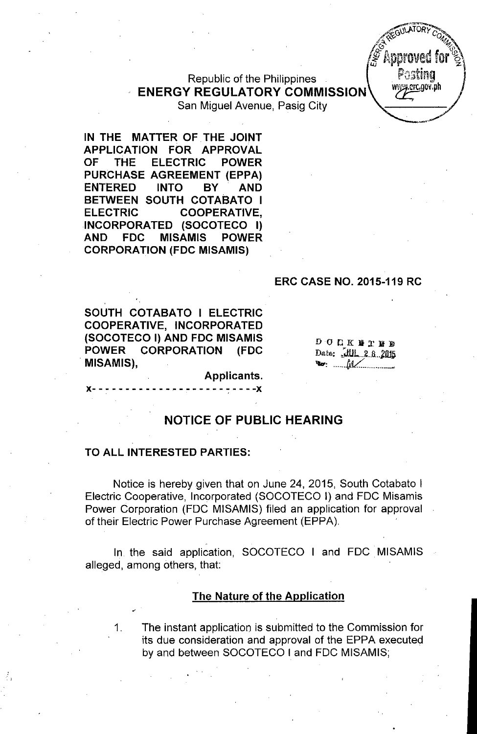Republic of the Philippines
**ENERGY REGULATORY COMMISSION**
San Miguel Avenue, Pasig City

**IN THE MATTER OF THE JOINT APPLICATION FOR APPROVAL OF THE ELECTRIC POWER PURCHASE AGREEMENT (EPPA) ENTERED INTO BY AND BETWEEN SOUTH COTABATO I ELECTRIC COOPERATIVE, INCORPORATED (SOCOTECO I) AND FDC MISAMIS POWER CORPORATION (FDC MISAMIS)**

**ERC CASE NO. 2015-119 RC**

**SOUTH COTABATO I ELECTRIC COOPERATIVE, INCORPORATED (SOCOTECO I) AND FDC MISAMIS POWER CORPORATION (FDC MISAMIS),**

**Applicants.**

x- - - - - - - - - - - - - - - - - - - - - - - - -x

DOCKETED
Date: JUL 28 2015

## NOTICE OF PUBLIC HEARING

**TO ALL INTERESTED PARTIES:**

Notice is hereby given that on June 24, 2015, South Cotabato I Electric Cooperative, Incorporated (SOCOTECO I) and FDC Misamis Power Corporation (FDC MISAMIS) filed an application for approval of their Electric Power Purchase Agreement (EPPA).

In the said application, SOCOTECO I and FDC MISAMIS alleged, among others, that:

### The Nature of the Application

1. The instant application is submitted to the Commission for its due consideration and approval of the EPPA executed by and between SOCOTECO I and FDC MISAMIS;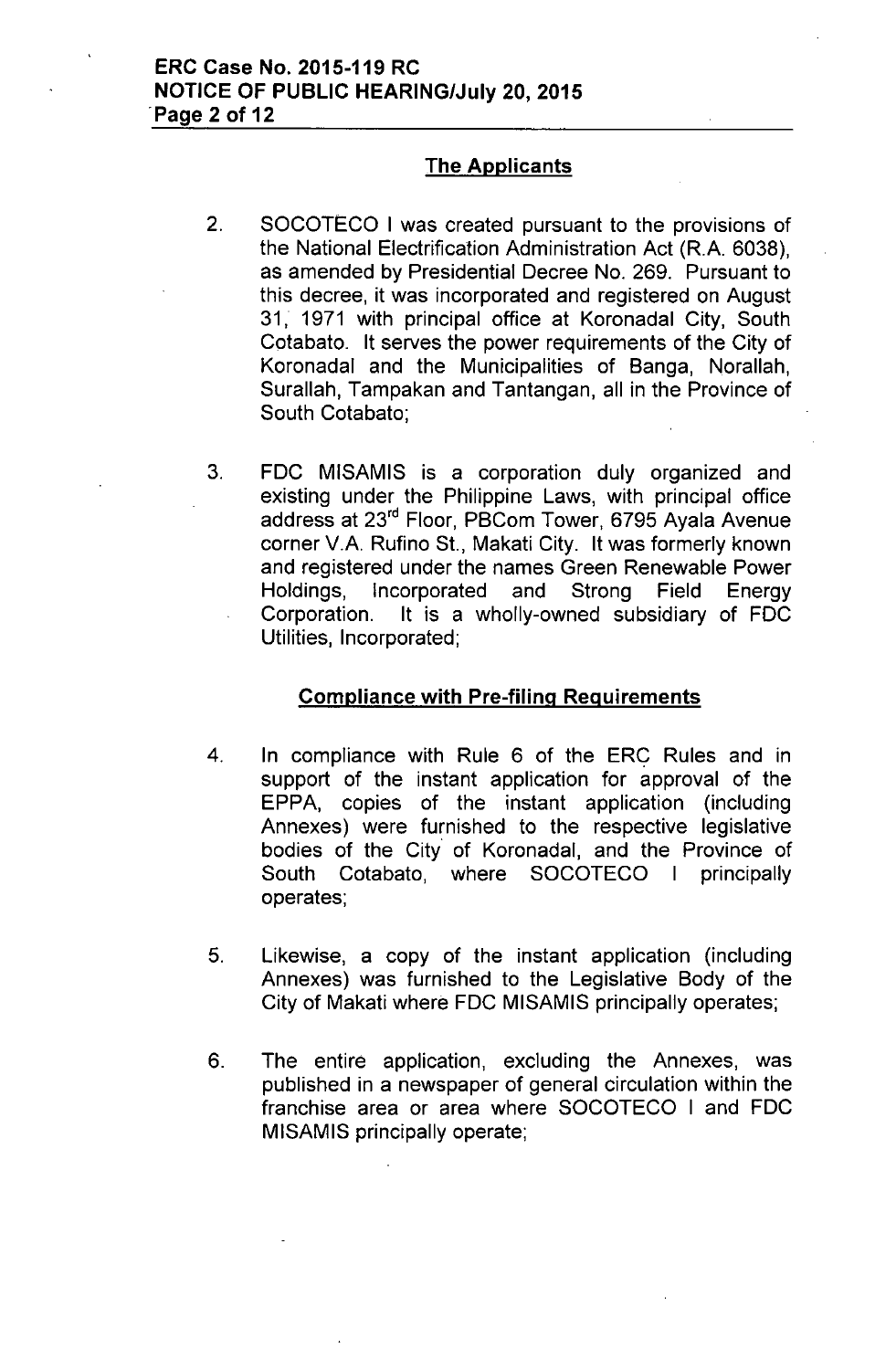## The Applicants

2. SOCOTECO I was created pursuant to the provisions of the National Electrification Administration Act (R.A. 6038), as amended by Presidential Decree No. 269. Pursuant to this decree, it was incorporated and registered on August 31, 1971 with principal office at Koronadal City, South Cotabato. It serves the power requirements of the City of Koronadal and the Municipalities of Banga, Norallah, Surallah, Tampakan and Tantangan, all in the Province of South Cotabato;

3. FDC MISAMIS is a corporation duly organized and existing under the Philippine Laws, with principal office address at 23rd Floor, PBCom Tower, 6795 Ayala Avenue corner V.A. Rufino St., Makati City. It was formerly known and registered under the names Green Renewable Power Holdings, Incorporated and Strong Field Energy Corporation. It is a wholly-owned subsidiary of FDC Utilities, Incorporated;

## Compliance with Pre-filing Requirements

4. In compliance with Rule 6 of the ERC Rules and in support of the instant application for approval of the EPPA, copies of the instant application (including Annexes) were furnished to the respective legislative bodies of the City of Koronadal, and the Province of South Cotabato, where SOCOTECO I principally operates;

5. Likewise, a copy of the instant application (including Annexes) was furnished to the Legislative Body of the City of Makati where FDC MISAMIS principally operates;

6. The entire application, excluding the Annexes, was published in a newspaper of general circulation within the franchise area or area where SOCOTECO I and FDC MISAMIS principally operate;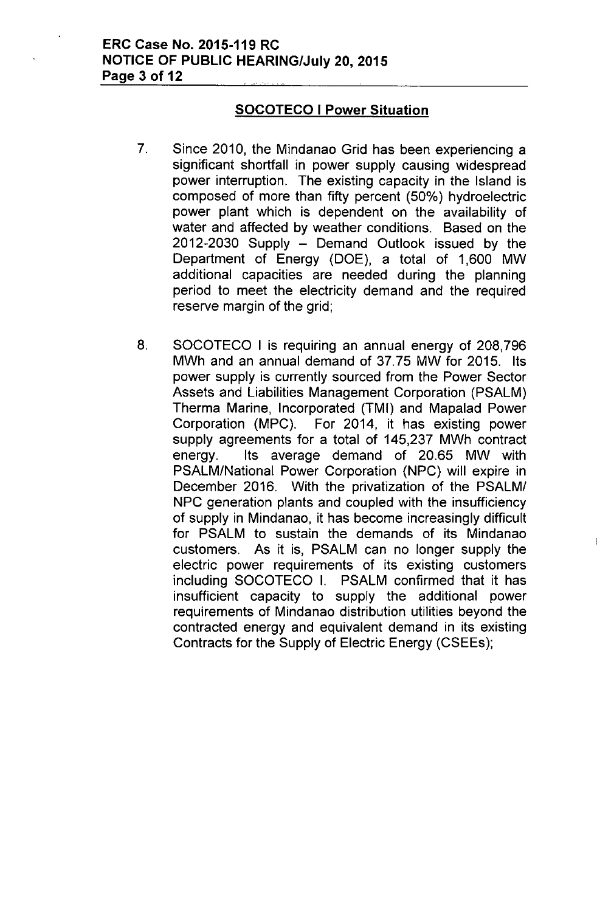## SOCOTECO I Power Situation

7. Since 2010, the Mindanao Grid has been experiencing a significant shortfall in power supply causing widespread power interruption. The existing capacity in the Island is composed of more than fifty percent (50%) hydroelectric power plant which is dependent on the availability of water and affected by weather conditions. Based on the 2012-2030 Supply – Demand Outlook issued by the Department of Energy (DOE), a total of 1,600 MW additional capacities are needed during the planning period to meet the electricity demand and the required reserve margin of the grid;

8. SOCOTECO I is requiring an annual energy of 208,796 MWh and an annual demand of 37.75 MW for 2015. Its power supply is currently sourced from the Power Sector Assets and Liabilities Management Corporation (PSALM) Therma Marine, Incorporated (TMI) and Mapalad Power Corporation (MPC). For 2014, it has existing power supply agreements for a total of 145,237 MWh contract energy. Its average demand of 20.65 MW with PSALM/National Power Corporation (NPC) will expire in December 2016. With the privatization of the PSALM/NPC generation plants and coupled with the insufficiency of supply in Mindanao, it has become increasingly difficult for PSALM to sustain the demands of its Mindanao customers. As it is, PSALM can no longer supply the electric power requirements of its existing customers including SOCOTECO I. PSALM confirmed that it has insufficient capacity to supply the additional power requirements of Mindanao distribution utilities beyond the contracted energy and equivalent demand in its existing Contracts for the Supply of Electric Energy (CSEEs);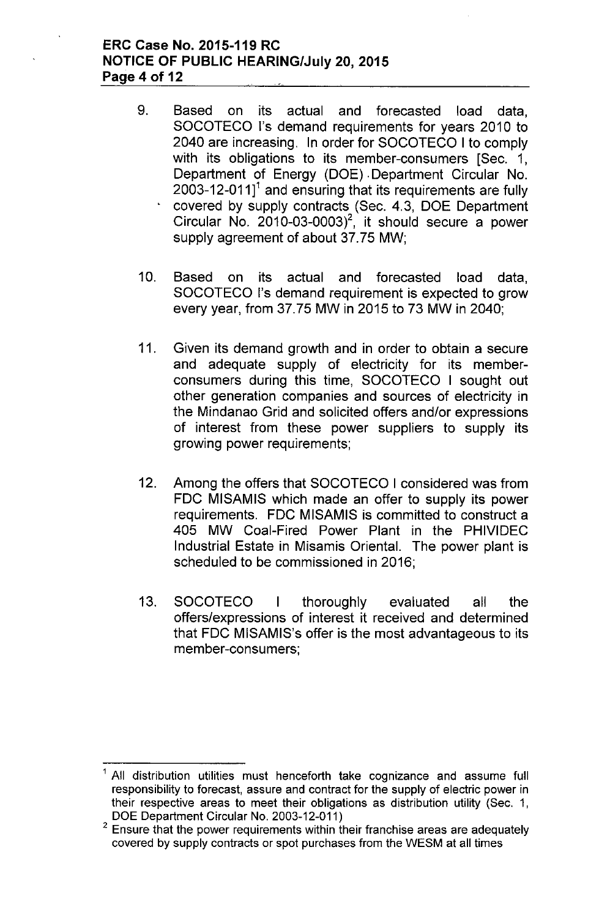9. Based on its actual and forecasted load data, SOCOTECO I's demand requirements for years 2010 to 2040 are increasing. In order for SOCOTECO I to comply with its obligations to its member-consumers [Sec. 1, Department of Energy (DOE) Department Circular No. 2003-12-011][1] and ensuring that its requirements are fully covered by supply contracts (Sec. 4.3, DOE Department Circular No. 2010-03-0003)[2], it should secure a power supply agreement of about 37.75 MW;

10. Based on its actual and forecasted load data, SOCOTECO I's demand requirement is expected to grow every year, from 37.75 MW in 2015 to 73 MW in 2040;

11. Given its demand growth and in order to obtain a secure and adequate supply of electricity for its member-consumers during this time, SOCOTECO I sought out other generation companies and sources of electricity in the Mindanao Grid and solicited offers and/or expressions of interest from these power suppliers to supply its growing power requirements;

12. Among the offers that SOCOTECO I considered was from FDC MISAMIS which made an offer to supply its power requirements. FDC MISAMIS is committed to construct a 405 MW Coal-Fired Power Plant in the PHIVIDEC Industrial Estate in Misamis Oriental. The power plant is scheduled to be commissioned in 2016;

13. SOCOTECO I thoroughly evaluated all the offers/expressions of interest it received and determined that FDC MISAMIS's offer is the most advantageous to its member-consumers;

---

[1] All distribution utilities must henceforth take cognizance and assume full responsibility to forecast, assure and contract for the supply of electric power in their respective areas to meet their obligations as distribution utility (Sec. 1, DOE Department Circular No. 2003-12-011)

[2] Ensure that the power requirements within their franchise areas are adequately covered by supply contracts or spot purchases from the WESM at all times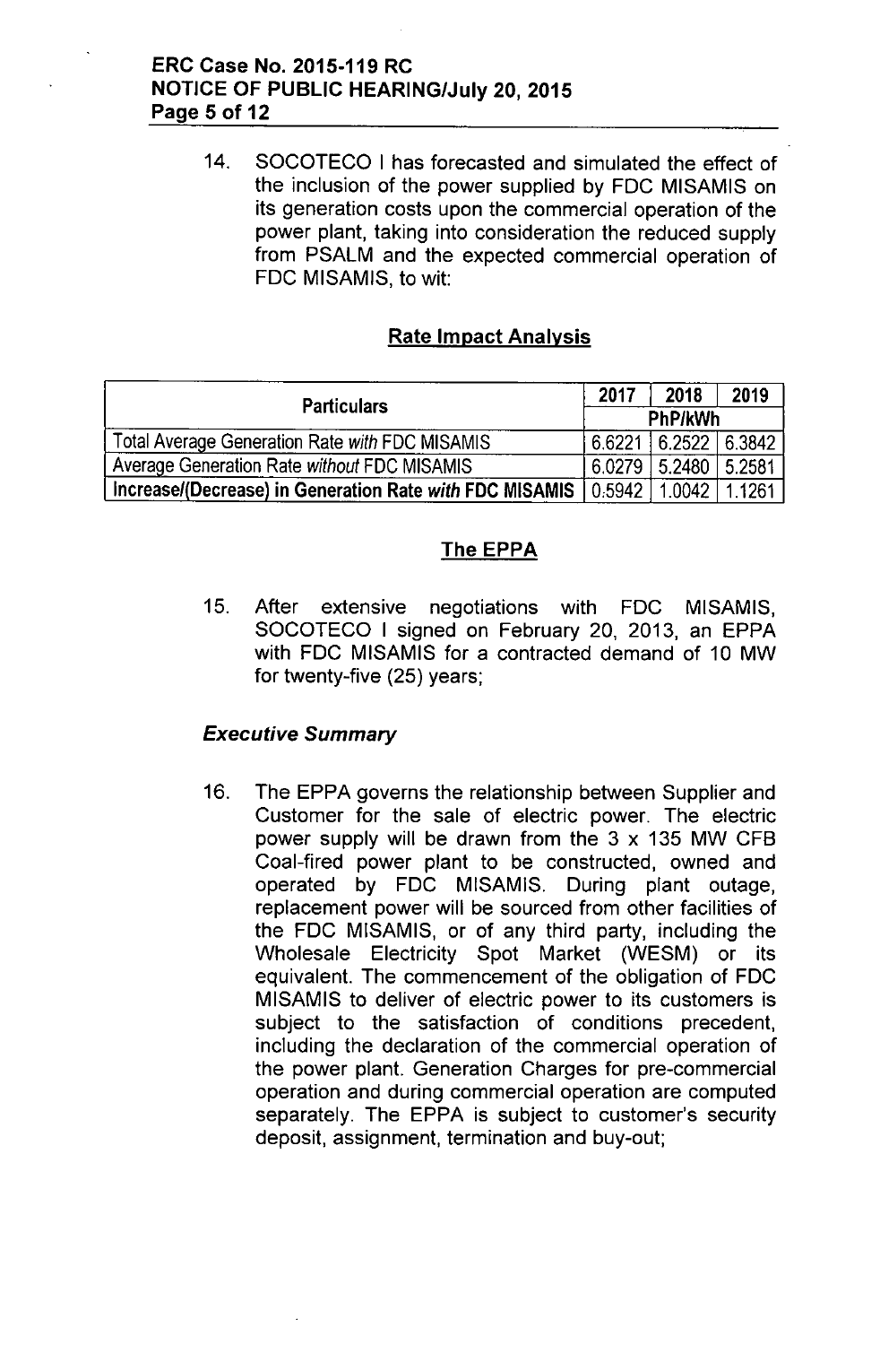14. SOCOTECO I has forecasted and simulated the effect of the inclusion of the power supplied by FDC MISAMIS on its generation costs upon the commercial operation of the power plant, taking into consideration the reduced supply from PSALM and the expected commercial operation of FDC MISAMIS, to wit:

## Rate Impact Analysis

| Particulars | 2017 | 2018 | 2019 |
|---|---|---|---|
| | PhP/kWh | | |
| Total Average Generation Rate *with* FDC MISAMIS | 6.6221 | 6.2522 | 6.3842 |
| Average Generation Rate *without* FDC MISAMIS | 6.0279 | 5.2480 | 5.2581 |
| **Increase/(Decrease) in Generation Rate *with* FDC MISAMIS** | **0.5942** | **1.0042** | **1.1261** |

## The EPPA

15. After extensive negotiations with FDC MISAMIS, SOCOTECO I signed on February 20, 2013, an EPPA with FDC MISAMIS for a contracted demand of 10 MW for twenty-five (25) years;

### *Executive Summary*

16. The EPPA governs the relationship between Supplier and Customer for the sale of electric power. The electric power supply will be drawn from the 3 x 135 MW CFB Coal-fired power plant to be constructed, owned and operated by FDC MISAMIS. During plant outage, replacement power will be sourced from other facilities of the FDC MISAMIS, or of any third party, including the Wholesale Electricity Spot Market (WESM) or its equivalent. The commencement of the obligation of FDC MISAMIS to deliver of electric power to its customers is subject to the satisfaction of conditions precedent, including the declaration of the commercial operation of the power plant. Generation Charges for pre-commercial operation and during commercial operation are computed separately. The EPPA is subject to customer's security deposit, assignment, termination and buy-out;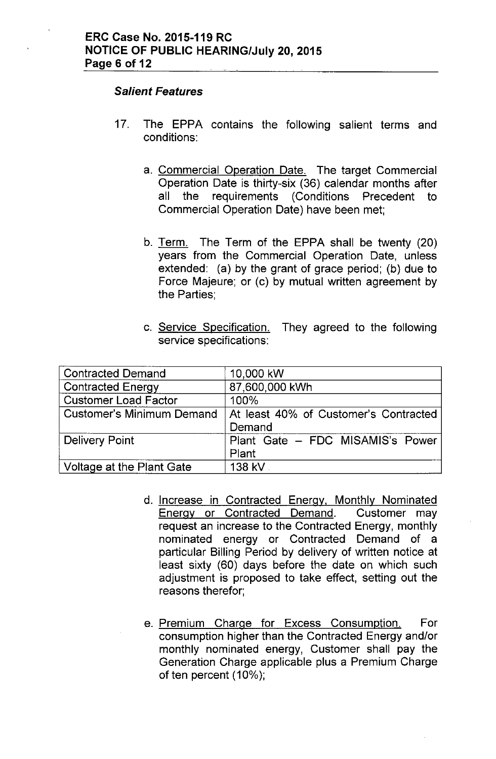### *Salient Features*

17. The EPPA contains the following salient terms and conditions:

    a. Commercial Operation Date. The target Commercial Operation Date is thirty-six (36) calendar months after all the requirements (Conditions Precedent to Commercial Operation Date) have been met;

    b. Term. The Term of the EPPA shall be twenty (20) years from the Commercial Operation Date, unless extended: (a) by the grant of grace period; (b) due to Force Majeure; or (c) by mutual written agreement by the Parties;

    c. Service Specification. They agreed to the following service specifications:

| Contracted Demand | 10,000 kW |
|---|---|
| Contracted Energy | 87,600,000 kWh |
| Customer Load Factor | 100% |
| Customer's Minimum Demand | At least 40% of Customer's Contracted Demand |
| Delivery Point | Plant Gate – FDC MISAMIS's Power Plant |
| Voltage at the Plant Gate | 138 kV |

    d. Increase in Contracted Energy, Monthly Nominated Energy or Contracted Demand. Customer may request an increase to the Contracted Energy, monthly nominated energy or Contracted Demand of a particular Billing Period by delivery of written notice at least sixty (60) days before the date on which such adjustment is proposed to take effect, setting out the reasons therefor;

    e. Premium Charge for Excess Consumption. For consumption higher than the Contracted Energy and/or monthly nominated energy, Customer shall pay the Generation Charge applicable plus a Premium Charge of ten percent (10%);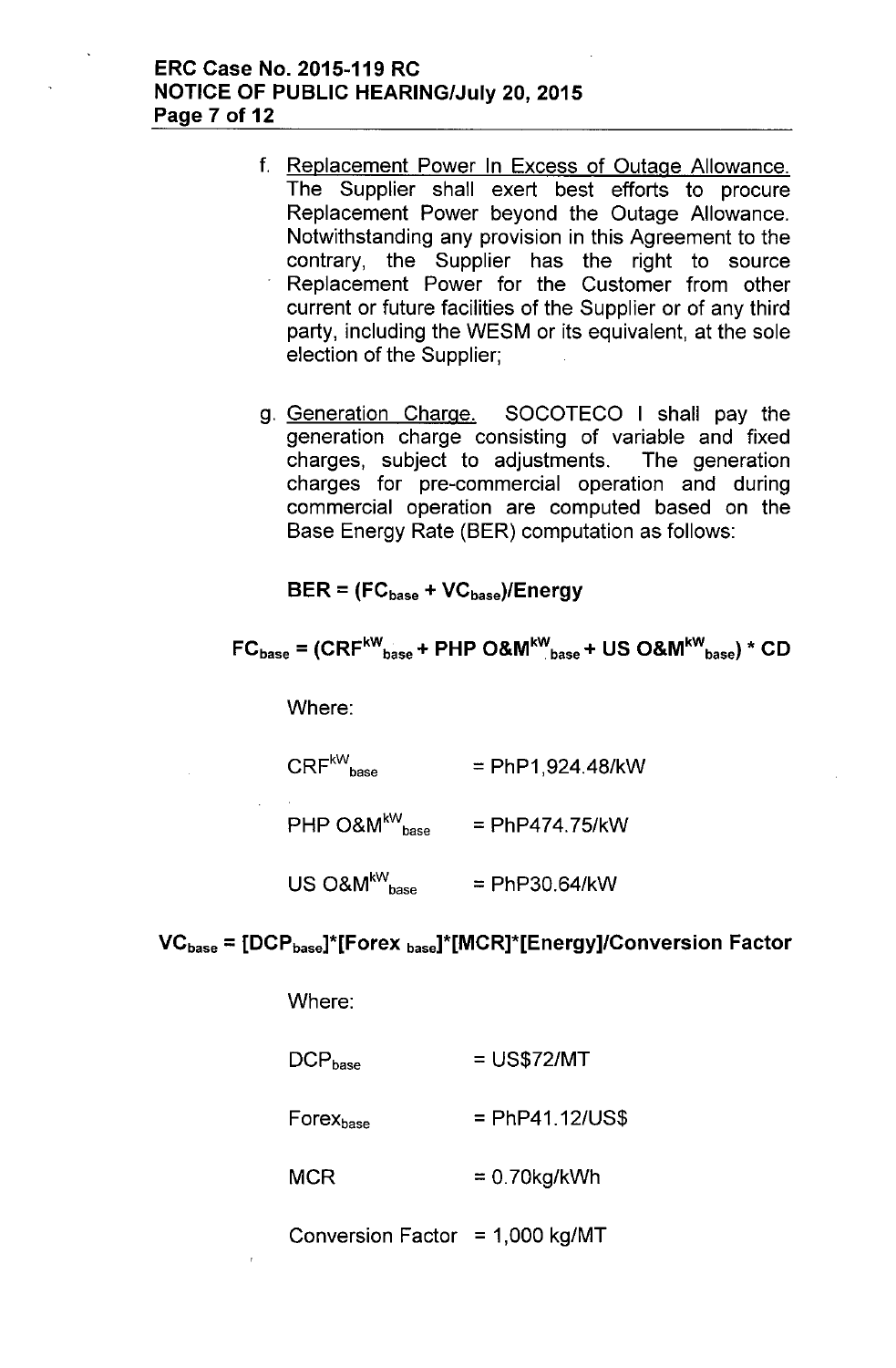f. Replacement Power In Excess of Outage Allowance. The Supplier shall exert best efforts to procure Replacement Power beyond the Outage Allowance. Notwithstanding any provision in this Agreement to the contrary, the Supplier has the right to source Replacement Power for the Customer from other current or future facilities of the Supplier or of any third party, including the WESM or its equivalent, at the sole election of the Supplier;

g. Generation Charge. SOCOTECO I shall pay the generation charge consisting of variable and fixed charges, subject to adjustments. The generation charges for pre-commercial operation and during commercial operation are computed based on the Base Energy Rate (BER) computation as follows:

$$\mathbf{BER = (FC_{base} + VC_{base})/Energy}$$

$$\mathbf{FC_{base} = (CRF^{kW}{}_{base} + PHP\ O\&M^{kW}{}_{base} + US\ O\&M^{kW}{}_{base}) * CD}$$

Where:

$CRF^{kW}{}_{base}$ = PhP1,924.48/kW

PHP $O\&M^{kW}{}_{base}$ = PhP474.75/kW

US $O\&M^{kW}{}_{base}$ = PhP30.64/kW

$$\mathbf{VC_{base} = [DCP_{base}]*[Forex_{base}]*[MCR]*[Energy]/Conversion\ Factor}$$

Where:

$DCP_{base}$ = US$72/MT

$Forex_{base}$ = PhP41.12/US$

MCR = 0.70kg/kWh

Conversion Factor = 1,000 kg/MT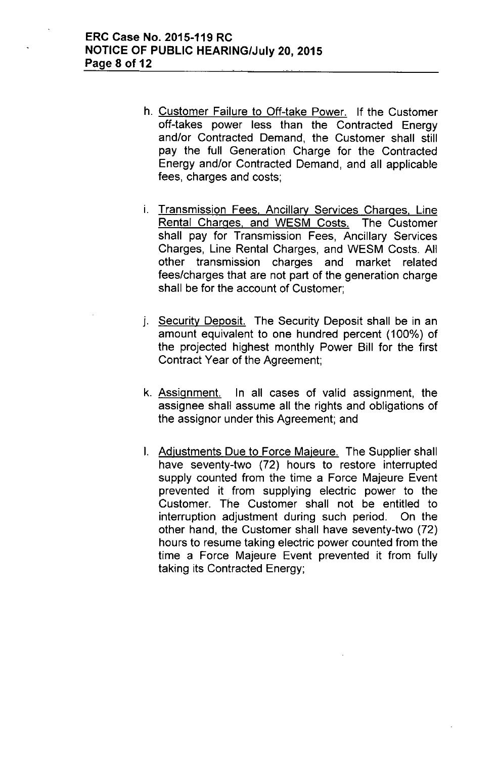h. Customer Failure to Off-take Power. If the Customer off-takes power less than the Contracted Energy and/or Contracted Demand, the Customer shall still pay the full Generation Charge for the Contracted Energy and/or Contracted Demand, and all applicable fees, charges and costs;

i. Transmission Fees, Ancillary Services Charges, Line Rental Charges, and WESM Costs. The Customer shall pay for Transmission Fees, Ancillary Services Charges, Line Rental Charges, and WESM Costs. All other transmission charges and market related fees/charges that are not part of the generation charge shall be for the account of Customer;

j. Security Deposit. The Security Deposit shall be in an amount equivalent to one hundred percent (100%) of the projected highest monthly Power Bill for the first Contract Year of the Agreement;

k. Assignment. In all cases of valid assignment, the assignee shall assume all the rights and obligations of the assignor under this Agreement; and

l. Adjustments Due to Force Majeure. The Supplier shall have seventy-two (72) hours to restore interrupted supply counted from the time a Force Majeure Event prevented it from supplying electric power to the Customer. The Customer shall not be entitled to interruption adjustment during such period. On the other hand, the Customer shall have seventy-two (72) hours to resume taking electric power counted from the time a Force Majeure Event prevented it from fully taking its Contracted Energy;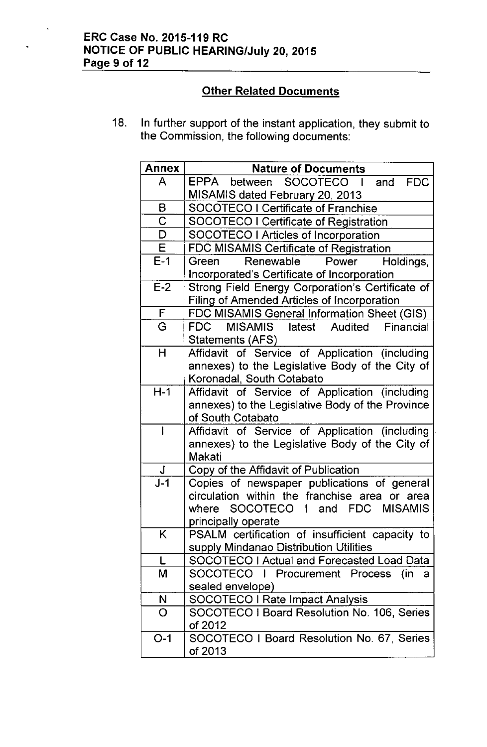## Other Related Documents

18. In further support of the instant application, they submit to the Commission, the following documents:

| Annex | Nature of Documents |
|---|---|
| A | EPPA between SOCOTECO I and FDC MISAMIS dated February 20, 2013 |
| B | SOCOTECO I Certificate of Franchise |
| C | SOCOTECO I Certificate of Registration |
| D | SOCOTECO I Articles of Incorporation |
| E | FDC MISAMIS Certificate of Registration |
| E-1 | Green Renewable Power Holdings, Incorporated's Certificate of Incorporation |
| E-2 | Strong Field Energy Corporation's Certificate of Filing of Amended Articles of Incorporation |
| F | FDC MISAMIS General Information Sheet (GIS) |
| G | FDC MISAMIS latest Audited Financial Statements (AFS) |
| H | Affidavit of Service of Application (including annexes) to the Legislative Body of the City of Koronadal, South Cotabato |
| H-1 | Affidavit of Service of Application (including annexes) to the Legislative Body of the Province of South Cotabato |
| I | Affidavit of Service of Application (including annexes) to the Legislative Body of the City of Makati |
| J | Copy of the Affidavit of Publication |
| J-1 | Copies of newspaper publications of general circulation within the franchise area or area where SOCOTECO I and FDC MISAMIS principally operate |
| K | PSALM certification of insufficient capacity to supply Mindanao Distribution Utilities |
| L | SOCOTECO I Actual and Forecasted Load Data |
| M | SOCOTECO I Procurement Process (in a sealed envelope) |
| N | SOCOTECO I Rate Impact Analysis |
| O | SOCOTECO I Board Resolution No. 106, Series of 2012 |
| O-1 | SOCOTECO I Board Resolution No. 67, Series of 2013 |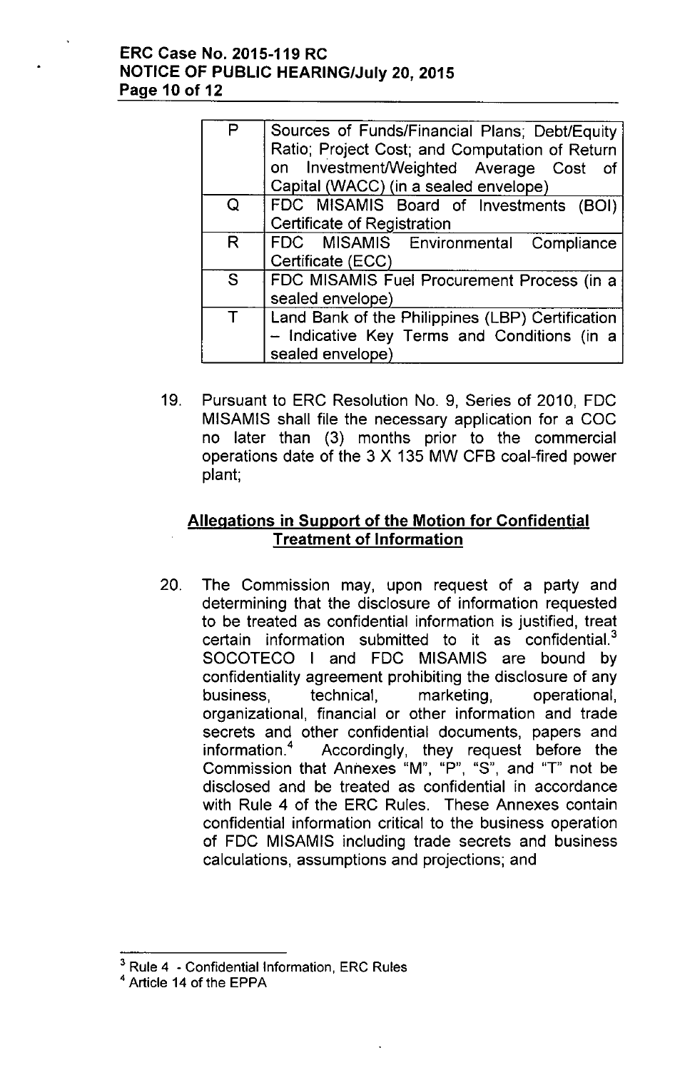| | |
|---|---|
| P | Sources of Funds/Financial Plans; Debt/Equity Ratio; Project Cost; and Computation of Return on Investment/Weighted Average Cost of Capital (WACC) (in a sealed envelope) |
| Q | FDC MISAMIS Board of Investments (BOI) Certificate of Registration |
| R | FDC MISAMIS Environmental Compliance Certificate (ECC) |
| S | FDC MISAMIS Fuel Procurement Process (in a sealed envelope) |
| T | Land Bank of the Philippines (LBP) Certification – Indicative Key Terms and Conditions (in a sealed envelope) |

19. Pursuant to ERC Resolution No. 9, Series of 2010, FDC MISAMIS shall file the necessary application for a COC no later than (3) months prior to the commercial operations date of the 3 X 135 MW CFB coal-fired power plant;

## Allegations in Support of the Motion for Confidential Treatment of Information

20. The Commission may, upon request of a party and determining that the disclosure of information requested to be treated as confidential information is justified, treat certain information submitted to it as confidential.[3] SOCOTECO I and FDC MISAMIS are bound by confidentiality agreement prohibiting the disclosure of any business, technical, marketing, operational, organizational, financial or other information and trade secrets and other confidential documents, papers and information.[4] Accordingly, they request before the Commission that Annexes "M", "P", "S", and "T" not be disclosed and be treated as confidential in accordance with Rule 4 of the ERC Rules. These Annexes contain confidential information critical to the business operation of FDC MISAMIS including trade secrets and business calculations, assumptions and projections; and

---

[3] Rule 4 - Confidential Information, ERC Rules

[4] Article 14 of the EPPA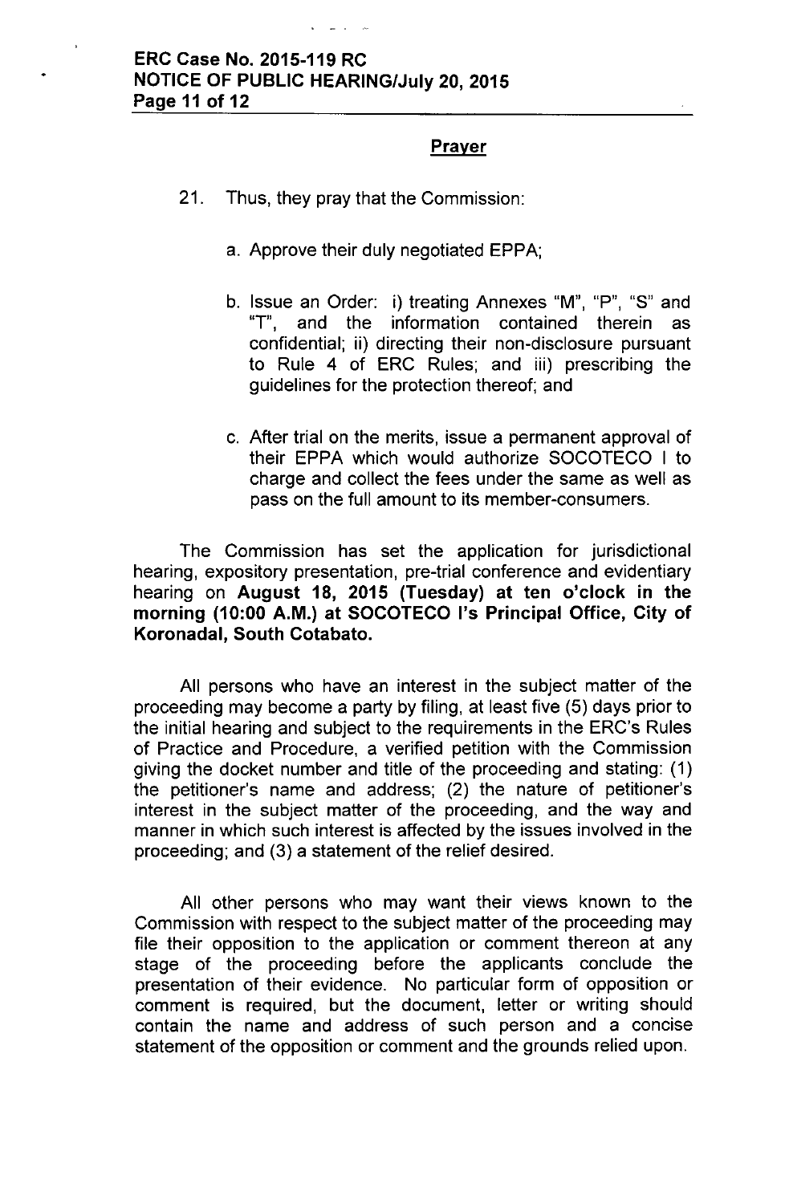## Prayer

21. Thus, they pray that the Commission:

    a. Approve their duly negotiated EPPA;

    b. Issue an Order: i) treating Annexes "M", "P", "S" and "T", and the information contained therein as confidential; ii) directing their non-disclosure pursuant to Rule 4 of ERC Rules; and iii) prescribing the guidelines for the protection thereof; and

    c. After trial on the merits, issue a permanent approval of their EPPA which would authorize SOCOTECO I to charge and collect the fees under the same as well as pass on the full amount to its member-consumers.

The Commission has set the application for jurisdictional hearing, expository presentation, pre-trial conference and evidentiary hearing on **August 18, 2015 (Tuesday) at ten o'clock in the morning (10:00 A.M.) at SOCOTECO I's Principal Office, City of Koronadal, South Cotabato.**

All persons who have an interest in the subject matter of the proceeding may become a party by filing, at least five (5) days prior to the initial hearing and subject to the requirements in the ERC's Rules of Practice and Procedure, a verified petition with the Commission giving the docket number and title of the proceeding and stating: (1) the petitioner's name and address; (2) the nature of petitioner's interest in the subject matter of the proceeding, and the way and manner in which such interest is affected by the issues involved in the proceeding; and (3) a statement of the relief desired.

All other persons who may want their views known to the Commission with respect to the subject matter of the proceeding may file their opposition to the application or comment thereon at any stage of the proceeding before the applicants conclude the presentation of their evidence. No particular form of opposition or comment is required, but the document, letter or writing should contain the name and address of such person and a concise statement of the opposition or comment and the grounds relied upon.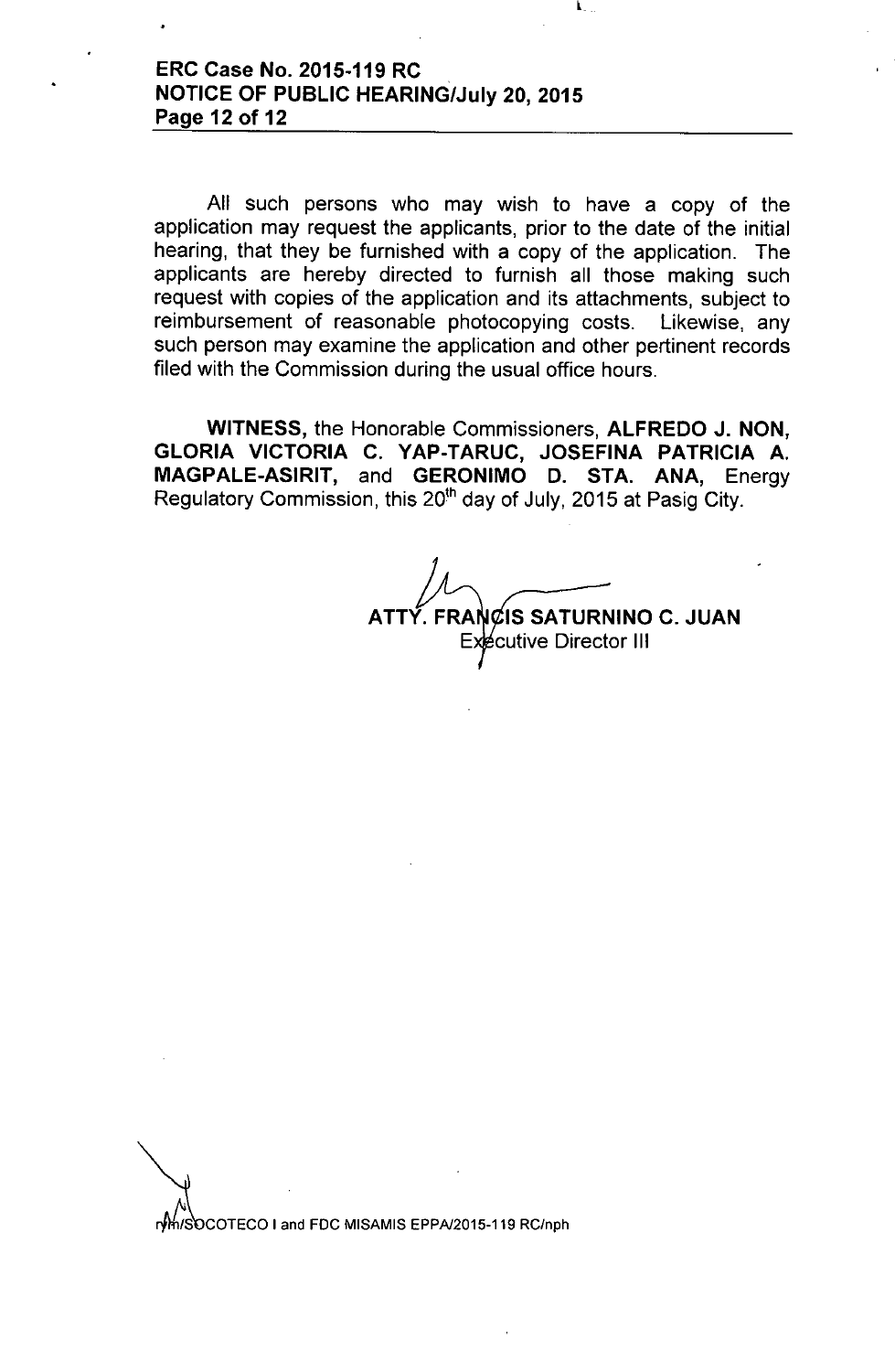All such persons who may wish to have a copy of the application may request the applicants, prior to the date of the initial hearing, that they be furnished with a copy of the application. The applicants are hereby directed to furnish all those making such request with copies of the application and its attachments, subject to reimbursement of reasonable photocopying costs. Likewise, any such person may examine the application and other pertinent records filed with the Commission during the usual office hours.

**WITNESS,** the Honorable Commissioners, **ALFREDO J. NON, GLORIA VICTORIA C. YAP-TARUC, JOSEFINA PATRICIA A. MAGPALE-ASIRIT,** and **GERONIMO D. STA. ANA,** Energy Regulatory Commission, this 20th day of July, 2015 at Pasig City.

**ATTY. FRANCIS SATURNINO C. JUAN**
Executive Director III

rfn/SOCOTECO I and FDC MISAMIS EPPA/2015-119 RC/nph